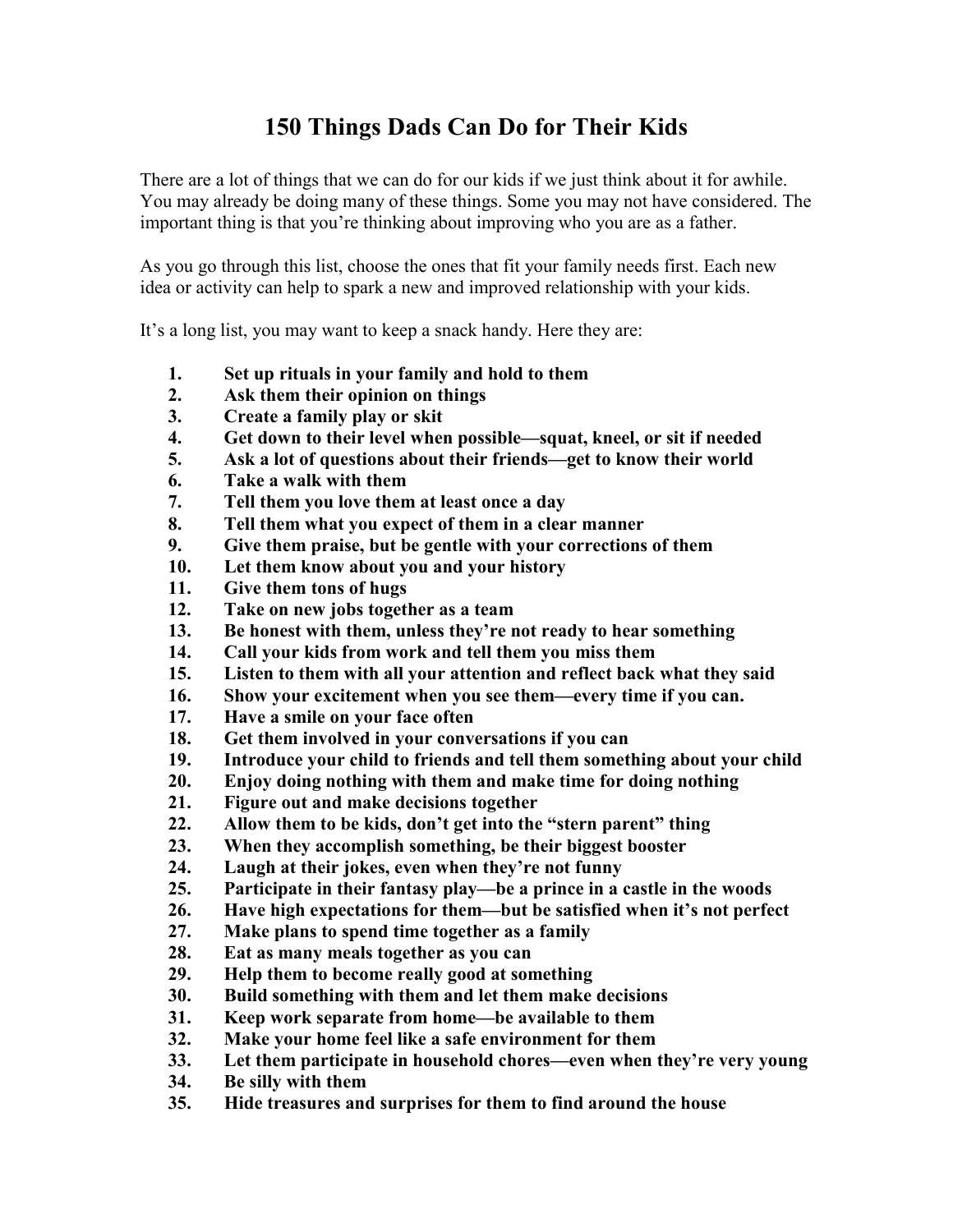# 150 Things Dads Can Do for Their Kids

There are a lot of things that we can do for our kids if we just think about it for awhile. You may already be doing many of these things. Some you may not have considered. The important thing is that you're thinking about improving who you are as a father.

As you go through this list, choose the ones that fit your family needs first. Each new idea or activity can help to spark a new and improved relationship with your kids.

It's a long list, you may want to keep a snack handy. Here they are:

1. **Set up rituals in your family and hold to them**
2. **Ask them their opinion on things**
3. **Create a family play or skit**
4. **Get down to their level when possible—squat, kneel, or sit if needed**
5. **Ask a lot of questions about their friends—get to know their world**
6. **Take a walk with them**
7. **Tell them you love them at least once a day**
8. **Tell them what you expect of them in a clear manner**
9. **Give them praise, but be gentle with your corrections of them**
10. **Let them know about you and your history**
11. **Give them tons of hugs**
12. **Take on new jobs together as a team**
13. **Be honest with them, unless they're not ready to hear something**
14. **Call your kids from work and tell them you miss them**
15. **Listen to them with all your attention and reflect back what they said**
16. **Show your excitement when you see them—every time if you can.**
17. **Have a smile on your face often**
18. **Get them involved in your conversations if you can**
19. **Introduce your child to friends and tell them something about your child**
20. **Enjoy doing nothing with them and make time for doing nothing**
21. **Figure out and make decisions together**
22. **Allow them to be kids, don't get into the "stern parent" thing**
23. **When they accomplish something, be their biggest booster**
24. **Laugh at their jokes, even when they're not funny**
25. **Participate in their fantasy play—be a prince in a castle in the woods**
26. **Have high expectations for them—but be satisfied when it's not perfect**
27. **Make plans to spend time together as a family**
28. **Eat as many meals together as you can**
29. **Help them to become really good at something**
30. **Build something with them and let them make decisions**
31. **Keep work separate from home—be available to them**
32. **Make your home feel like a safe environment for them**
33. **Let them participate in household chores—even when they're very young**
34. **Be silly with them**
35. **Hide treasures and surprises for them to find around the house**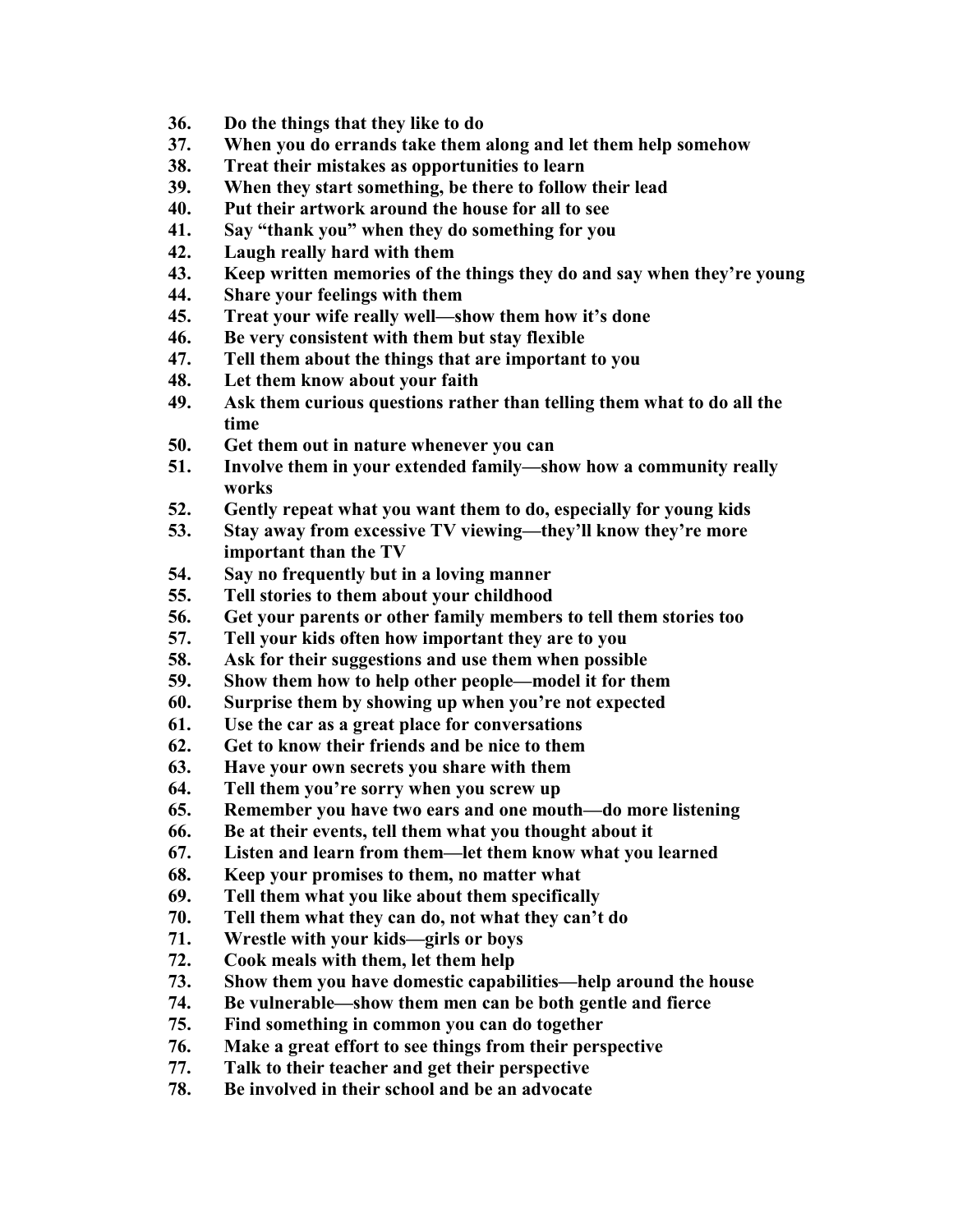36. **Do the things that they like to do**
37. **When you do errands take them along and let them help somehow**
38. **Treat their mistakes as opportunities to learn**
39. **When they start something, be there to follow their lead**
40. **Put their artwork around the house for all to see**
41. **Say "thank you" when they do something for you**
42. **Laugh really hard with them**
43. **Keep written memories of the things they do and say when they're young**
44. **Share your feelings with them**
45. **Treat your wife really well—show them how it's done**
46. **Be very consistent with them but stay flexible**
47. **Tell them about the things that are important to you**
48. **Let them know about your faith**
49. **Ask them curious questions rather than telling them what to do all the time**
50. **Get them out in nature whenever you can**
51. **Involve them in your extended family—show how a community really works**
52. **Gently repeat what you want them to do, especially for young kids**
53. **Stay away from excessive TV viewing—they'll know they're more important than the TV**
54. **Say no frequently but in a loving manner**
55. **Tell stories to them about your childhood**
56. **Get your parents or other family members to tell them stories too**
57. **Tell your kids often how important they are to you**
58. **Ask for their suggestions and use them when possible**
59. **Show them how to help other people—model it for them**
60. **Surprise them by showing up when you're not expected**
61. **Use the car as a great place for conversations**
62. **Get to know their friends and be nice to them**
63. **Have your own secrets you share with them**
64. **Tell them you're sorry when you screw up**
65. **Remember you have two ears and one mouth—do more listening**
66. **Be at their events, tell them what you thought about it**
67. **Listen and learn from them—let them know what you learned**
68. **Keep your promises to them, no matter what**
69. **Tell them what you like about them specifically**
70. **Tell them what they can do, not what they can't do**
71. **Wrestle with your kids—girls or boys**
72. **Cook meals with them, let them help**
73. **Show them you have domestic capabilities—help around the house**
74. **Be vulnerable—show them men can be both gentle and fierce**
75. **Find something in common you can do together**
76. **Make a great effort to see things from their perspective**
77. **Talk to their teacher and get their perspective**
78. **Be involved in their school and be an advocate**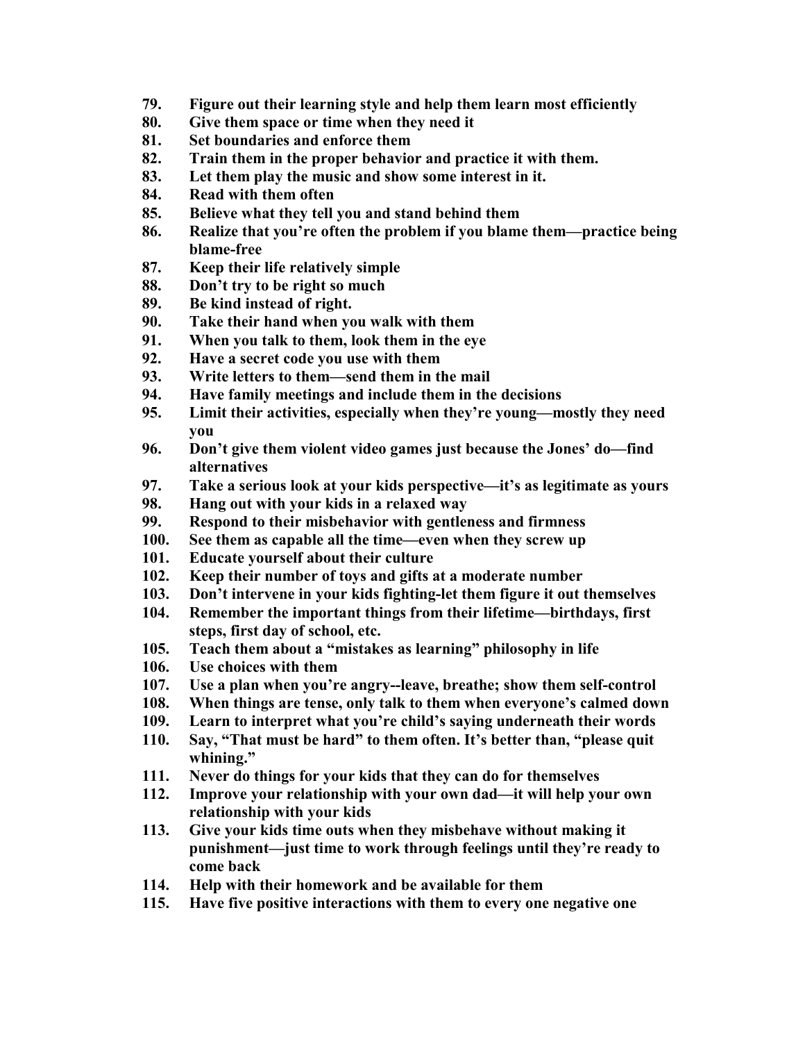79. **Figure out their learning style and help them learn most efficiently**
80. **Give them space or time when they need it**
81. **Set boundaries and enforce them**
82. **Train them in the proper behavior and practice it with them.**
83. **Let them play the music and show some interest in it.**
84. **Read with them often**
85. **Believe what they tell you and stand behind them**
86. **Realize that you're often the problem if you blame them—practice being blame-free**
87. **Keep their life relatively simple**
88. **Don't try to be right so much**
89. **Be kind instead of right.**
90. **Take their hand when you walk with them**
91. **When you talk to them, look them in the eye**
92. **Have a secret code you use with them**
93. **Write letters to them—send them in the mail**
94. **Have family meetings and include them in the decisions**
95. **Limit their activities, especially when they're young—mostly they need you**
96. **Don't give them violent video games just because the Jones' do—find alternatives**
97. **Take a serious look at your kids perspective—it's as legitimate as yours**
98. **Hang out with your kids in a relaxed way**
99. **Respond to their misbehavior with gentleness and firmness**
100. **See them as capable all the time—even when they screw up**
101. **Educate yourself about their culture**
102. **Keep their number of toys and gifts at a moderate number**
103. **Don't intervene in your kids fighting-let them figure it out themselves**
104. **Remember the important things from their lifetime—birthdays, first steps, first day of school, etc.**
105. **Teach them about a "mistakes as learning" philosophy in life**
106. **Use choices with them**
107. **Use a plan when you're angry--leave, breathe; show them self-control**
108. **When things are tense, only talk to them when everyone's calmed down**
109. **Learn to interpret what you're child's saying underneath their words**
110. **Say, "That must be hard" to them often. It's better than, "please quit whining."**
111. **Never do things for your kids that they can do for themselves**
112. **Improve your relationship with your own dad—it will help your own relationship with your kids**
113. **Give your kids time outs when they misbehave without making it punishment—just time to work through feelings until they're ready to come back**
114. **Help with their homework and be available for them**
115. **Have five positive interactions with them to every one negative one**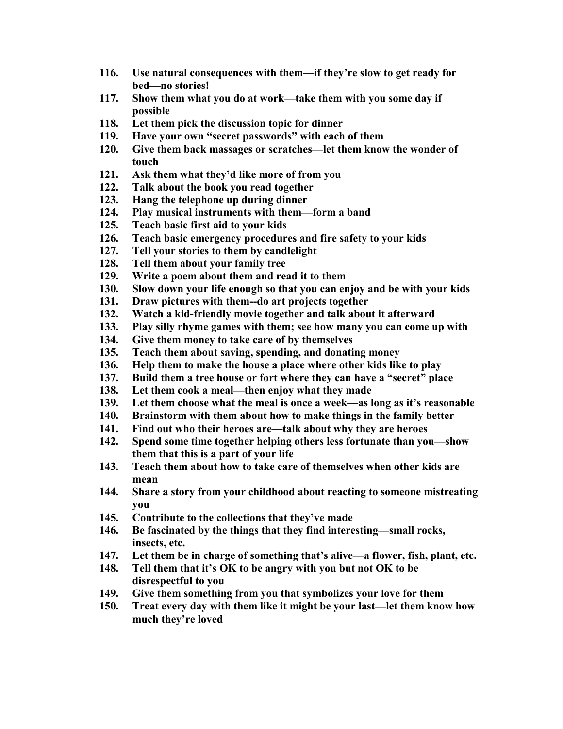116. **Use natural consequences with them—if they're slow to get ready for bed—no stories!**
117. **Show them what you do at work—take them with you some day if possible**
118. **Let them pick the discussion topic for dinner**
119. **Have your own "secret passwords" with each of them**
120. **Give them back massages or scratches—let them know the wonder of touch**
121. **Ask them what they'd like more of from you**
122. **Talk about the book you read together**
123. **Hang the telephone up during dinner**
124. **Play musical instruments with them—form a band**
125. **Teach basic first aid to your kids**
126. **Teach basic emergency procedures and fire safety to your kids**
127. **Tell your stories to them by candlelight**
128. **Tell them about your family tree**
129. **Write a poem about them and read it to them**
130. **Slow down your life enough so that you can enjoy and be with your kids**
131. **Draw pictures with them--do art projects together**
132. **Watch a kid-friendly movie together and talk about it afterward**
133. **Play silly rhyme games with them; see how many you can come up with**
134. **Give them money to take care of by themselves**
135. **Teach them about saving, spending, and donating money**
136. **Help them to make the house a place where other kids like to play**
137. **Build them a tree house or fort where they can have a "secret" place**
138. **Let them cook a meal—then enjoy what they made**
139. **Let them choose what the meal is once a week—as long as it's reasonable**
140. **Brainstorm with them about how to make things in the family better**
141. **Find out who their heroes are—talk about why they are heroes**
142. **Spend some time together helping others less fortunate than you—show them that this is a part of your life**
143. **Teach them about how to take care of themselves when other kids are mean**
144. **Share a story from your childhood about reacting to someone mistreating you**
145. **Contribute to the collections that they've made**
146. **Be fascinated by the things that they find interesting—small rocks, insects, etc.**
147. **Let them be in charge of something that's alive—a flower, fish, plant, etc.**
148. **Tell them that it's OK to be angry with you but not OK to be disrespectful to you**
149. **Give them something from you that symbolizes your love for them**
150. **Treat every day with them like it might be your last—let them know how much they're loved**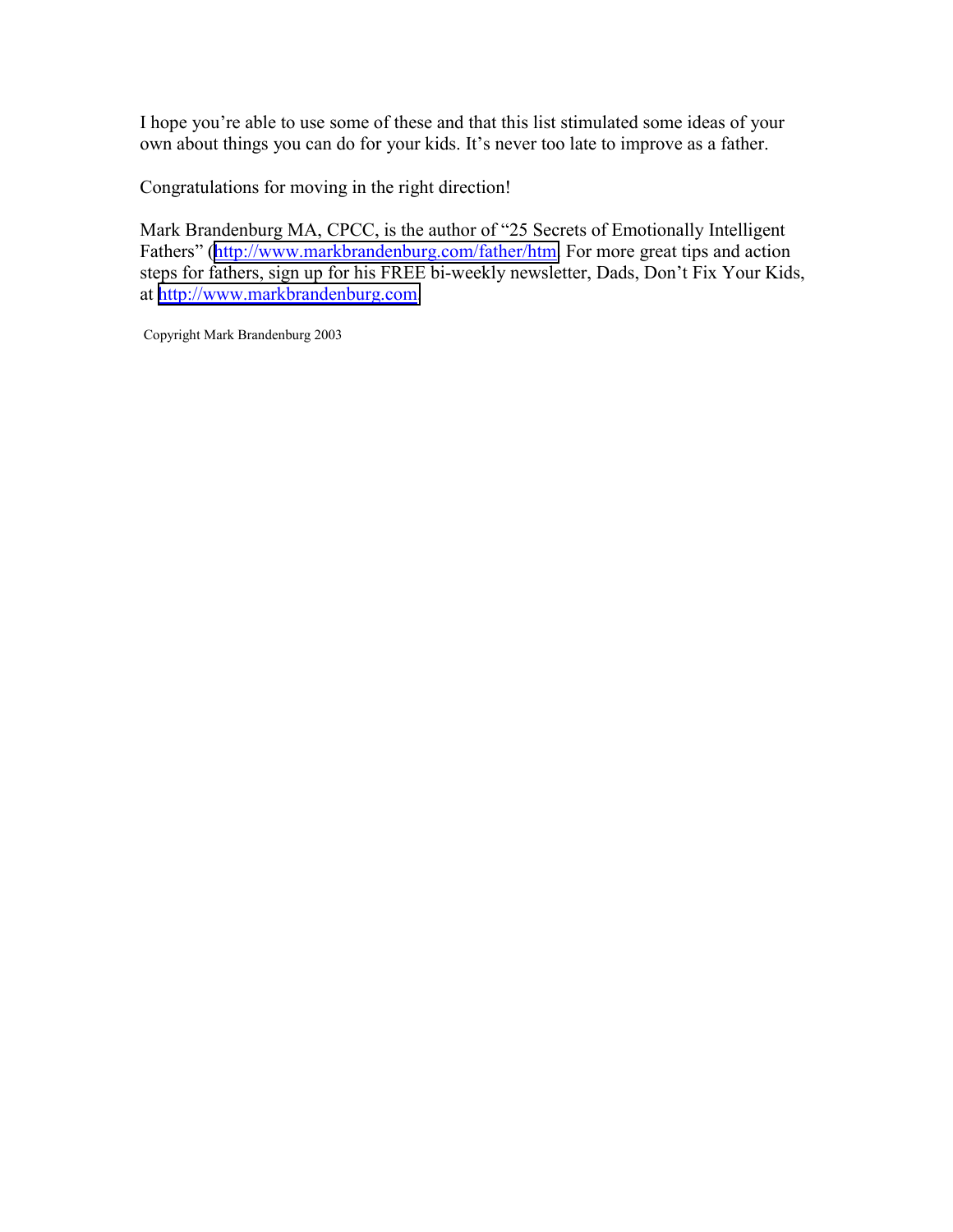I hope you're able to use some of these and that this list stimulated some ideas of your own about things you can do for your kids. It's never too late to improve as a father.

Congratulations for moving in the right direction!

Mark Brandenburg MA, CPCC, is the author of "25 Secrets of Emotionally Intelligent Fathers" (http://www.markbrandenburg.com/father/htm. For more great tips and action steps for fathers, sign up for his FREE bi-weekly newsletter, Dads, Don't Fix Your Kids, at http://www.markbrandenburg.com.

Copyright Mark Brandenburg 2003